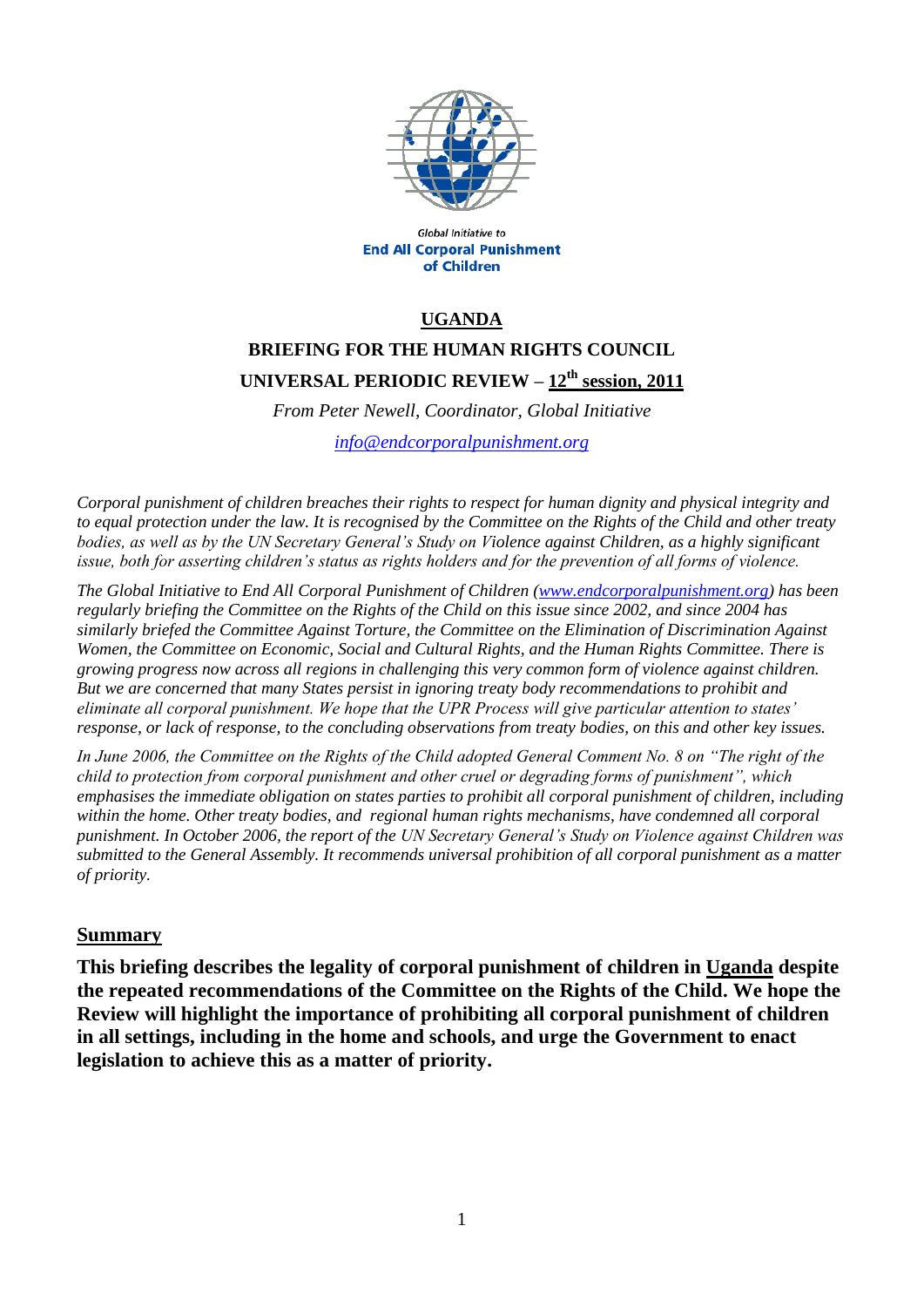Global Initiative to
**End All Corporal Punishment of Children**

# UGANDA

## BRIEFING FOR THE HUMAN RIGHTS COUNCIL

## UNIVERSAL PERIODIC REVIEW – 12th session, 2011

*From Peter Newell, Coordinator, Global Initiative*

*info@endcorporalpunishment.org*

*Corporal punishment of children breaches their rights to respect for human dignity and physical integrity and to equal protection under the law. It is recognised by the Committee on the Rights of the Child and other treaty bodies, as well as by the UN Secretary General's Study on Violence against Children, as a highly significant issue, both for asserting children's status as rights holders and for the prevention of all forms of violence.*

*The Global Initiative to End All Corporal Punishment of Children (www.endcorporalpunishment.org) has been regularly briefing the Committee on the Rights of the Child on this issue since 2002, and since 2004 has similarly briefed the Committee Against Torture, the Committee on the Elimination of Discrimination Against Women, the Committee on Economic, Social and Cultural Rights, and the Human Rights Committee. There is growing progress now across all regions in challenging this very common form of violence against children. But we are concerned that many States persist in ignoring treaty body recommendations to prohibit and eliminate all corporal punishment. We hope that the UPR Process will give particular attention to states' response, or lack of response, to the concluding observations from treaty bodies, on this and other key issues.*

*In June 2006, the Committee on the Rights of the Child adopted General Comment No. 8 on "The right of the child to protection from corporal punishment and other cruel or degrading forms of punishment", which emphasises the immediate obligation on states parties to prohibit all corporal punishment of children, including within the home. Other treaty bodies, and regional human rights mechanisms, have condemned all corporal punishment. In October 2006, the report of the UN Secretary General's Study on Violence against Children was submitted to the General Assembly. It recommends universal prohibition of all corporal punishment as a matter of priority.*

## Summary

**This briefing describes the legality of corporal punishment of children in Uganda despite the repeated recommendations of the Committee on the Rights of the Child. We hope the Review will highlight the importance of prohibiting all corporal punishment of children in all settings, including in the home and schools, and urge the Government to enact legislation to achieve this as a matter of priority.**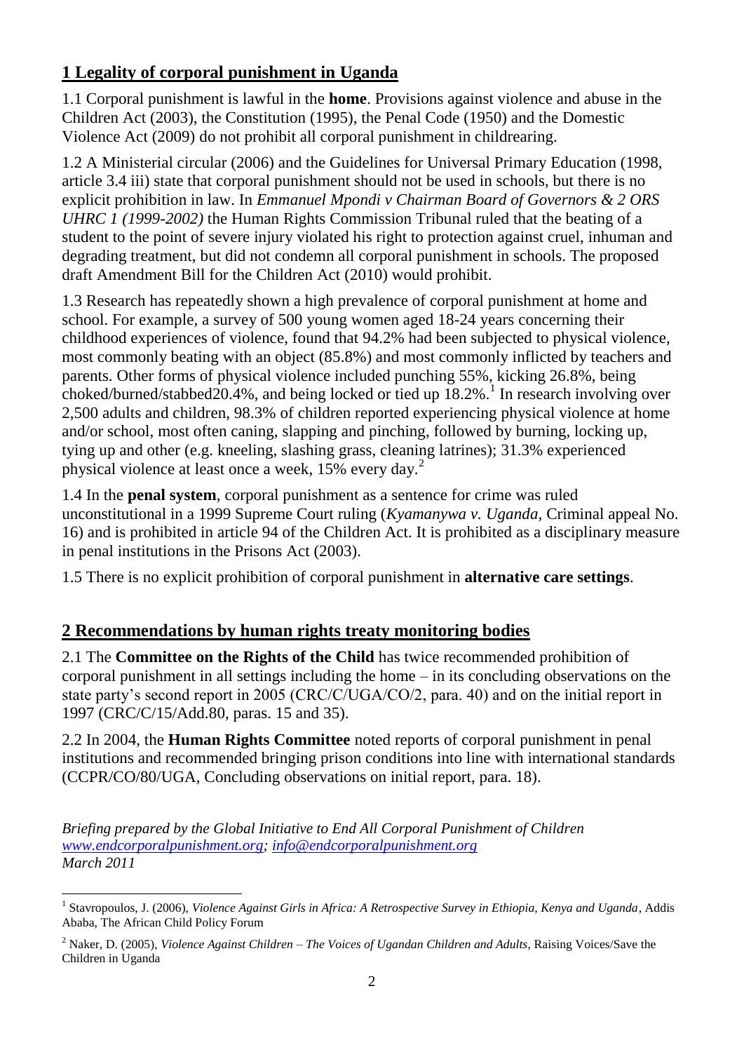## 1 Legality of corporal punishment in Uganda

1.1 Corporal punishment is lawful in the **home**. Provisions against violence and abuse in the Children Act (2003), the Constitution (1995), the Penal Code (1950) and the Domestic Violence Act (2009) do not prohibit all corporal punishment in childrearing.

1.2 A Ministerial circular (2006) and the Guidelines for Universal Primary Education (1998, article 3.4 iii) state that corporal punishment should not be used in schools, but there is no explicit prohibition in law. In *Emmanuel Mpondi v Chairman Board of Governors & 2 ORS UHRC 1 (1999-2002)* the Human Rights Commission Tribunal ruled that the beating of a student to the point of severe injury violated his right to protection against cruel, inhuman and degrading treatment, but did not condemn all corporal punishment in schools. The proposed draft Amendment Bill for the Children Act (2010) would prohibit.

1.3 Research has repeatedly shown a high prevalence of corporal punishment at home and school. For example, a survey of 500 young women aged 18-24 years concerning their childhood experiences of violence, found that 94.2% had been subjected to physical violence, most commonly beating with an object (85.8%) and most commonly inflicted by teachers and parents. Other forms of physical violence included punching 55%, kicking 26.8%, being choked/burned/stabbed20.4%, and being locked or tied up 18.2%.[1] In research involving over 2,500 adults and children, 98.3% of children reported experiencing physical violence at home and/or school, most often caning, slapping and pinching, followed by burning, locking up, tying up and other (e.g. kneeling, slashing grass, cleaning latrines); 31.3% experienced physical violence at least once a week, 15% every day.[2]

1.4 In the **penal system**, corporal punishment as a sentence for crime was ruled unconstitutional in a 1999 Supreme Court ruling (*Kyamanywa v. Uganda*, Criminal appeal No. 16) and is prohibited in article 94 of the Children Act. It is prohibited as a disciplinary measure in penal institutions in the Prisons Act (2003).

1.5 There is no explicit prohibition of corporal punishment in **alternative care settings**.

## 2 Recommendations by human rights treaty monitoring bodies

2.1 The **Committee on the Rights of the Child** has twice recommended prohibition of corporal punishment in all settings including the home – in its concluding observations on the state party's second report in 2005 (CRC/C/UGA/CO/2, para. 40) and on the initial report in 1997 (CRC/C/15/Add.80, paras. 15 and 35).

2.2 In 2004, the **Human Rights Committee** noted reports of corporal punishment in penal institutions and recommended bringing prison conditions into line with international standards (CCPR/CO/80/UGA, Concluding observations on initial report, para. 18).

*Briefing prepared by the Global Initiative to End All Corporal Punishment of Children*
*www.endcorporalpunishment.org; info@endcorporalpunishment.org*
*March 2011*

---

[1] Stavropoulos, J. (2006), *Violence Against Girls in Africa: A Retrospective Survey in Ethiopia, Kenya and Uganda*, Addis Ababa, The African Child Policy Forum

[2] Naker, D. (2005), *Violence Against Children – The Voices of Ugandan Children and Adults*, Raising Voices/Save the Children in Uganda